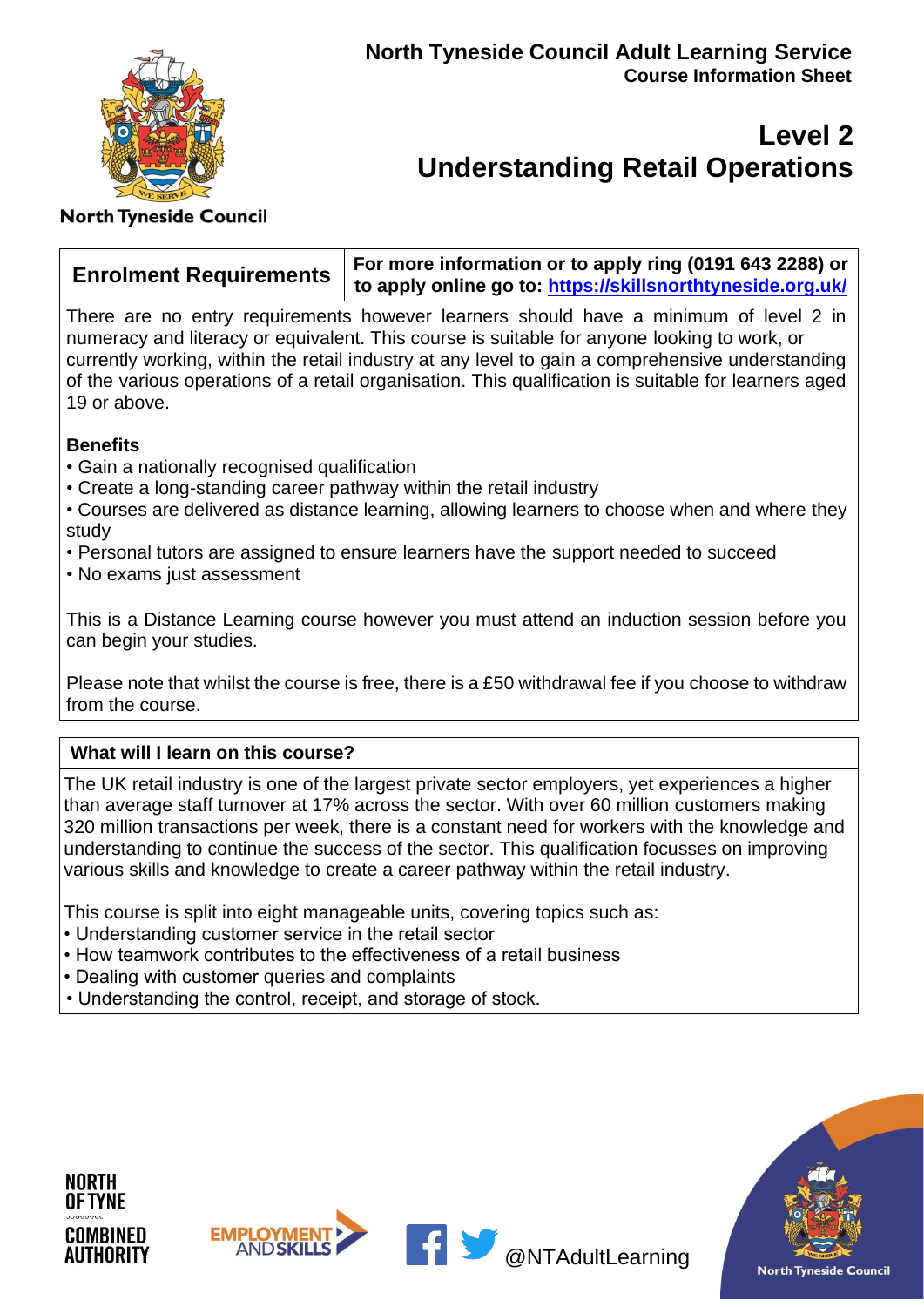North Tyneside Council

## North Tyneside Council Adult Learning Service

**Course Information Sheet**

# Level 2 Understanding Retail Operations

| Enrolment Requirements | For more information or to apply ring (0191 643 2288) or to apply online go to: https://skillsnorthtyneside.org.uk/ |
|---|---|

There are no entry requirements however learners should have a minimum of level 2 in numeracy and literacy or equivalent. This course is suitable for anyone looking to work, or currently working, within the retail industry at any level to gain a comprehensive understanding of the various operations of a retail organisation. This qualification is suitable for learners aged 19 or above.

**Benefits**

- Gain a nationally recognised qualification
- Create a long-standing career pathway within the retail industry
- Courses are delivered as distance learning, allowing learners to choose when and where they study
- Personal tutors are assigned to ensure learners have the support needed to succeed
- No exams just assessment

This is a Distance Learning course however you must attend an induction session before you can begin your studies.

Please note that whilst the course is free, there is a £50 withdrawal fee if you choose to withdraw from the course.

**What will I learn on this course?**

The UK retail industry is one of the largest private sector employers, yet experiences a higher than average staff turnover at 17% across the sector. With over 60 million customers making 320 million transactions per week, there is a constant need for workers with the knowledge and understanding to continue the success of the sector. This qualification focusses on improving various skills and knowledge to create a career pathway within the retail industry.

This course is split into eight manageable units, covering topics such as:

- Understanding customer service in the retail sector
- How teamwork contributes to the effectiveness of a retail business
- Dealing with customer queries and complaints
- Understanding the control, receipt, and storage of stock.

North of Tyne Combined Authority | Employment and Skills | @NTAdultLearning | North Tyneside Council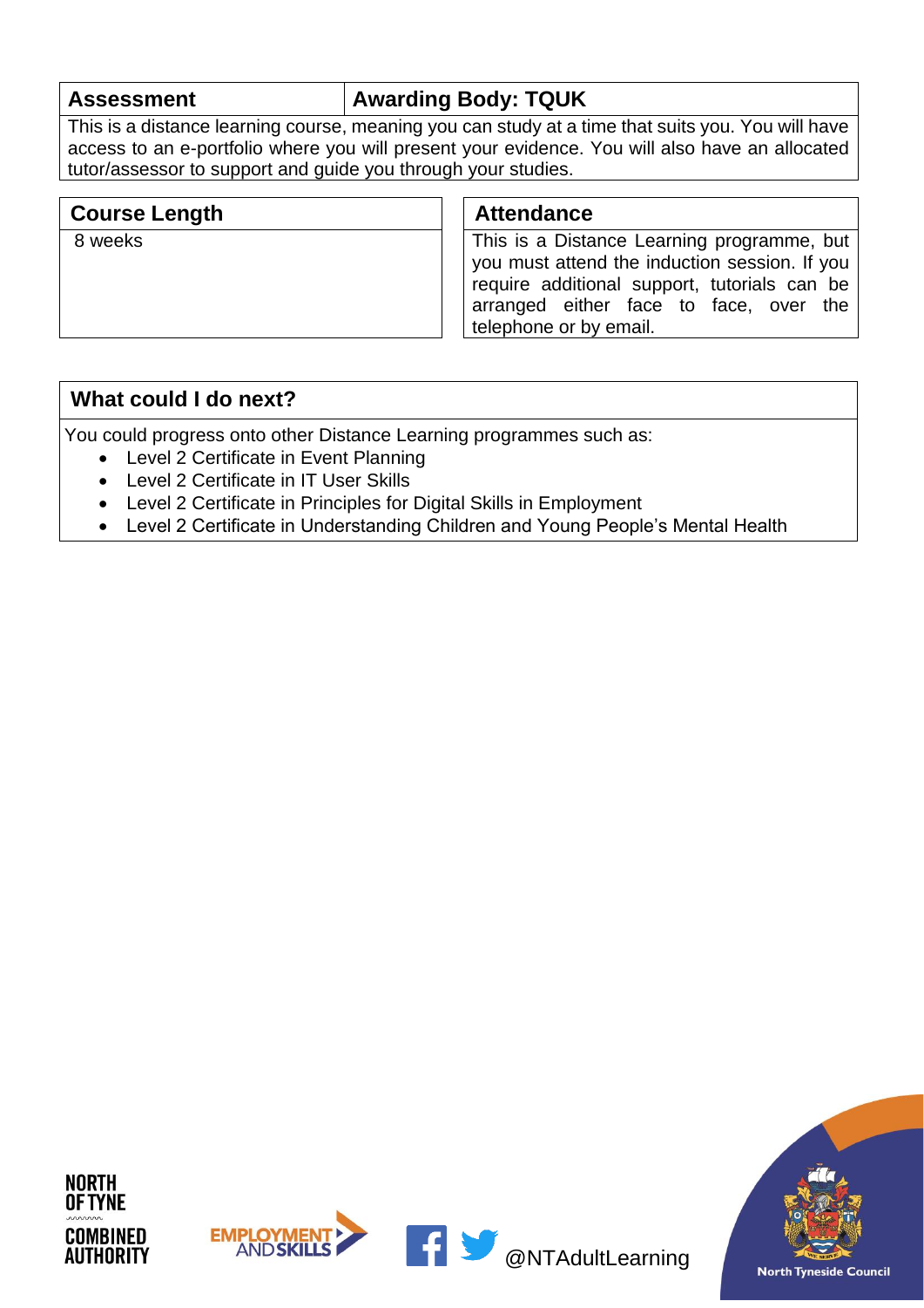| Assessment | Awarding Body: TQUK |
| --- | --- |
| This is a distance learning course, meaning you can study at a time that suits you. You will have access to an e-portfolio where you will present your evidence. You will also have an allocated tutor/assessor to support and guide you through your studies. | |

| Course Length |
| --- |
| 8 weeks |

| Attendance |
| --- |
| This is a Distance Learning programme, but you must attend the induction session. If you require additional support, tutorials can be arranged either face to face, over the telephone or by email. |

### What could I do next?

You could progress onto other Distance Learning programmes such as:

- Level 2 Certificate in Event Planning
- Level 2 Certificate in IT User Skills
- Level 2 Certificate in Principles for Digital Skills in Employment
- Level 2 Certificate in Understanding Children and Young People's Mental Health

NORTH OF TYNE COMBINED AUTHORITY

EMPLOYMENT AND SKILLS

@NTAdultLearning

North Tyneside Council